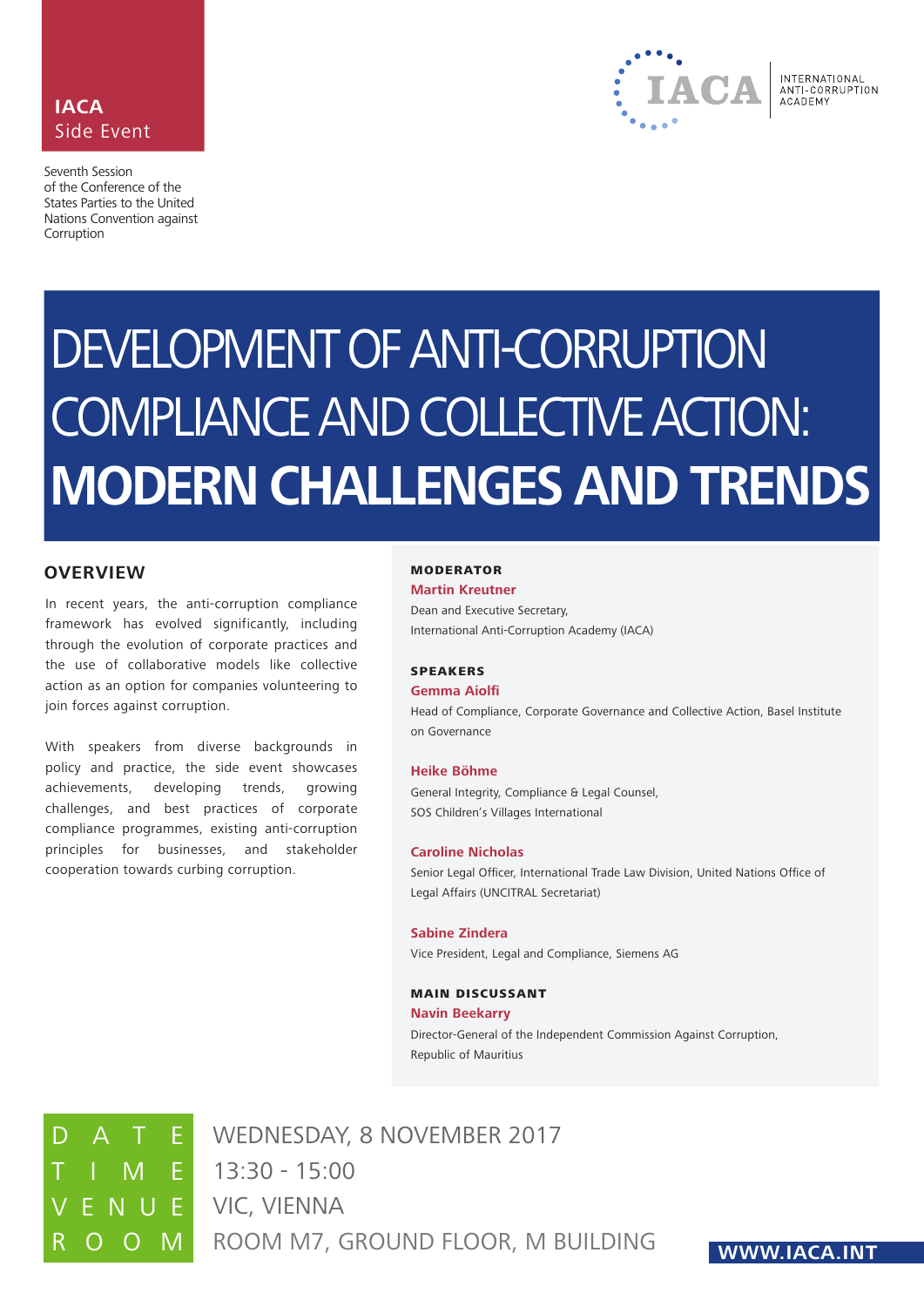**IACA**
Side Event

Seventh Session of the Conference of the States Parties to the United Nations Convention against Corruption

INTERNATIONAL ANTI-CORRUPTION ACADEMY

# DEVELOPMENT OF ANTI-CORRUPTION COMPLIANCE AND COLLECTIVE ACTION: **MODERN CHALLENGES AND TRENDS**

## OVERVIEW

In recent years, the anti-corruption compliance framework has evolved significantly, including through the evolution of corporate practices and the use of collaborative models like collective action as an option for companies volunteering to join forces against corruption.

With speakers from diverse backgrounds in policy and practice, the side event showcases achievements, developing trends, growing challenges, and best practices of corporate compliance programmes, existing anti-corruption principles for businesses, and stakeholder cooperation towards curbing corruption.

### MODERATOR

**Martin Kreutner**
Dean and Executive Secretary,
International Anti-Corruption Academy (IACA)

### SPEAKERS

**Gemma Aiolfi**
Head of Compliance, Corporate Governance and Collective Action, Basel Institute on Governance

**Heike Böhme**
General Integrity, Compliance & Legal Counsel,
SOS Children's Villages International

**Caroline Nicholas**
Senior Legal Officer, International Trade Law Division, United Nations Office of Legal Affairs (UNCITRAL Secretariat)

**Sabine Zindera**
Vice President, Legal and Compliance, Siemens AG

### MAIN DISCUSSANT

**Navin Beekarry**
Director-General of the Independent Commission Against Corruption,
Republic of Mauritius

DATE: WEDNESDAY, 8 NOVEMBER 2017
TIME: 13:30 - 15:00
VENUE: VIC, VIENNA
ROOM: ROOM M7, GROUND FLOOR, M BUILDING

**WWW.IACA.INT**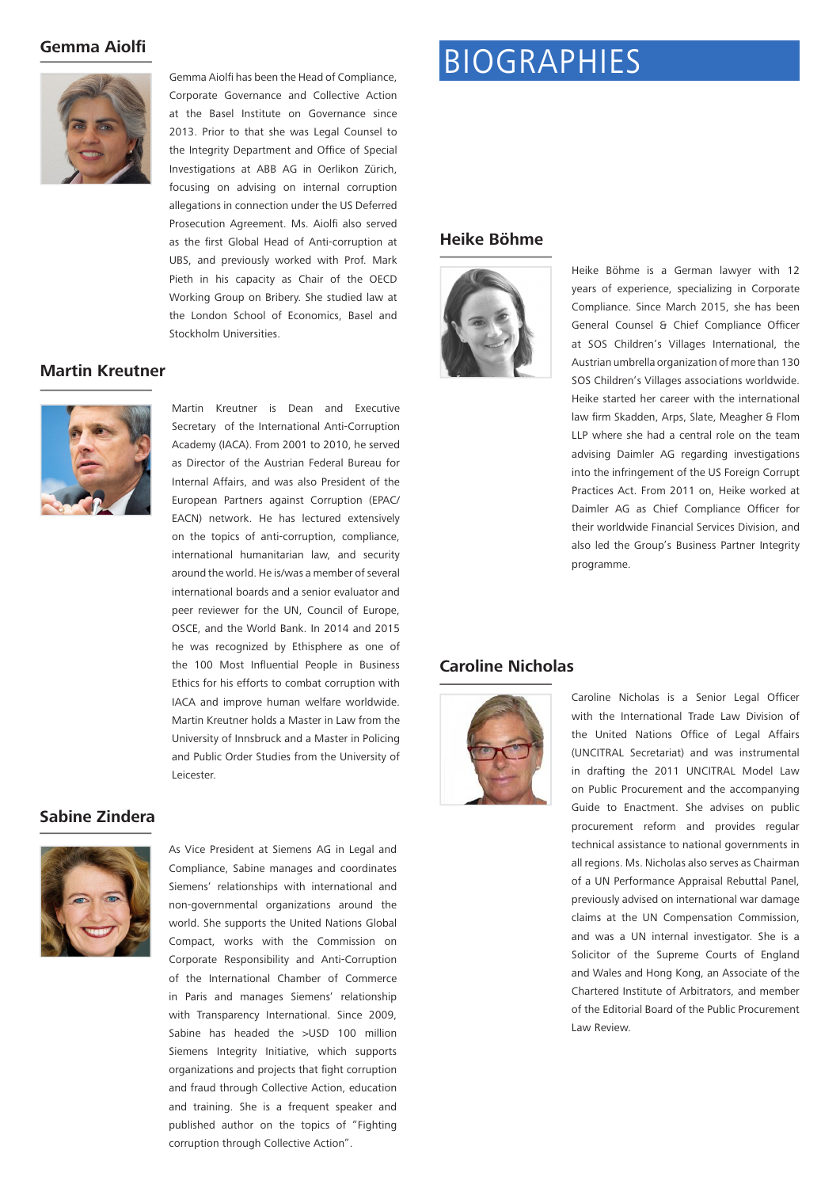# BIOGRAPHIES

## Gemma Aiolfi

Gemma Aiolfi has been the Head of Compliance, Corporate Governance and Collective Action at the Basel Institute on Governance since 2013. Prior to that she was Legal Counsel to the Integrity Department and Office of Special Investigations at ABB AG in Oerlikon Zürich, focusing on advising on internal corruption allegations in connection under the US Deferred Prosecution Agreement. Ms. Aiolfi also served as the first Global Head of Anti-corruption at UBS, and previously worked with Prof. Mark Pieth in his capacity as Chair of the OECD Working Group on Bribery. She studied law at the London School of Economics, Basel and Stockholm Universities.

## Martin Kreutner

Martin Kreutner is Dean and Executive Secretary of the International Anti-Corruption Academy (IACA). From 2001 to 2010, he served as Director of the Austrian Federal Bureau for Internal Affairs, and was also President of the European Partners against Corruption (EPAC/EACN) network. He has lectured extensively on the topics of anti-corruption, compliance, international humanitarian law, and security around the world. He is/was a member of several international boards and a senior evaluator and peer reviewer for the UN, Council of Europe, OSCE, and the World Bank. In 2014 and 2015 he was recognized by Ethisphere as one of the 100 Most Influential People in Business Ethics for his efforts to combat corruption with IACA and improve human welfare worldwide. Martin Kreutner holds a Master in Law from the University of Innsbruck and a Master in Policing and Public Order Studies from the University of Leicester.

## Sabine Zindera

As Vice President at Siemens AG in Legal and Compliance, Sabine manages and coordinates Siemens' relationships with international and non-governmental organizations around the world. She supports the United Nations Global Compact, works with the Commission on Corporate Responsibility and Anti-Corruption of the International Chamber of Commerce in Paris and manages Siemens' relationship with Transparency International. Since 2009, Sabine has headed the >USD 100 million Siemens Integrity Initiative, which supports organizations and projects that fight corruption and fraud through Collective Action, education and training. She is a frequent speaker and published author on the topics of "Fighting corruption through Collective Action".

## Heike Böhme

Heike Böhme is a German lawyer with 12 years of experience, specializing in Corporate Compliance. Since March 2015, she has been General Counsel & Chief Compliance Officer at SOS Children's Villages International, the Austrian umbrella organization of more than 130 SOS Children's Villages associations worldwide. Heike started her career with the international law firm Skadden, Arps, Slate, Meagher & Flom LLP where she had a central role on the team advising Daimler AG regarding investigations into the infringement of the US Foreign Corrupt Practices Act. From 2011 on, Heike worked at Daimler AG as Chief Compliance Officer for their worldwide Financial Services Division, and also led the Group's Business Partner Integrity programme.

## Caroline Nicholas

Caroline Nicholas is a Senior Legal Officer with the International Trade Law Division of the United Nations Office of Legal Affairs (UNCITRAL Secretariat) and was instrumental in drafting the 2011 UNCITRAL Model Law on Public Procurement and the accompanying Guide to Enactment. She advises on public procurement reform and provides regular technical assistance to national governments in all regions. Ms. Nicholas also serves as Chairman of a UN Performance Appraisal Rebuttal Panel, previously advised on international war damage claims at the UN Compensation Commission, and was a UN internal investigator. She is a Solicitor of the Supreme Courts of England and Wales and Hong Kong, an Associate of the Chartered Institute of Arbitrators, and member of the Editorial Board of the Public Procurement Law Review.